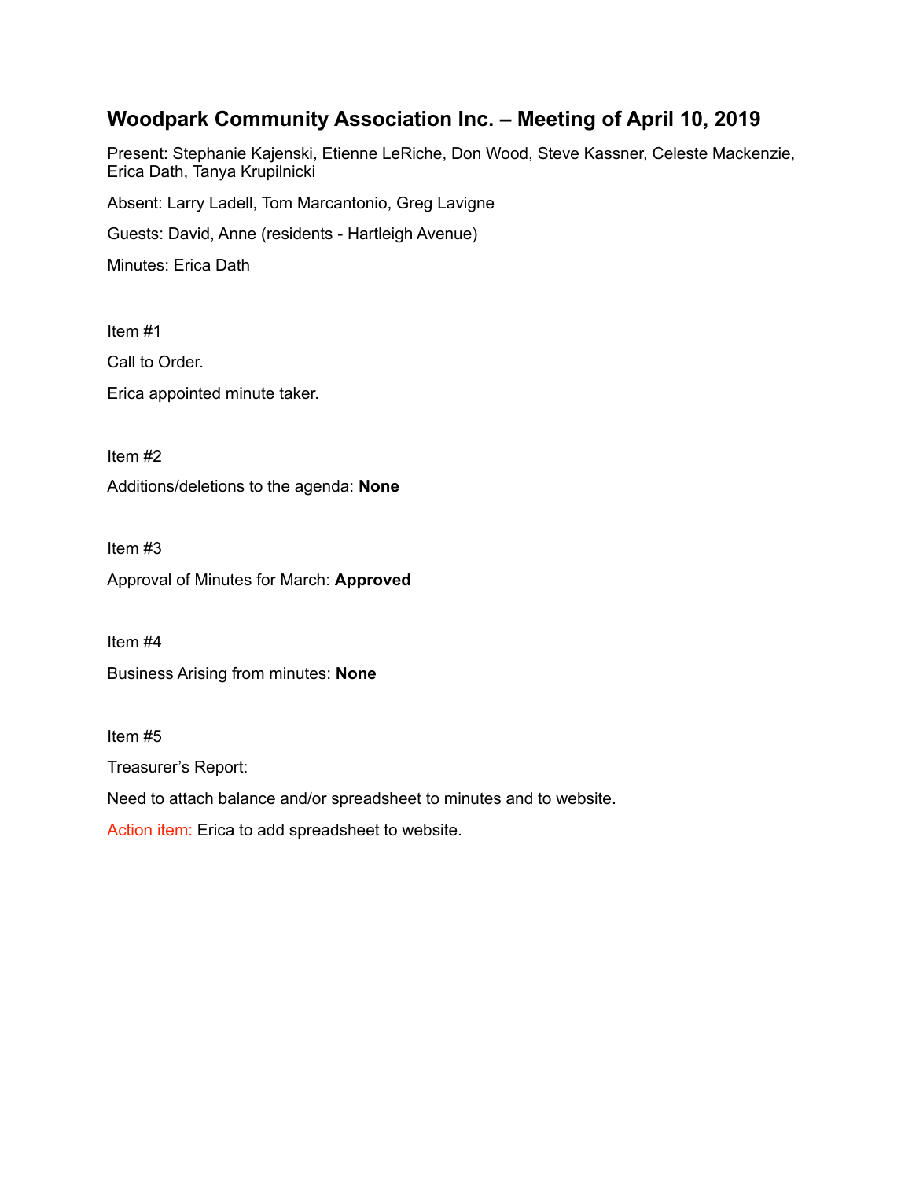## Woodpark Community Association Inc. – Meeting of April 10, 2019

Present: Stephanie Kajenski, Etienne LeRiche, Don Wood, Steve Kassner, Celeste Mackenzie, Erica Dath, Tanya Krupilnicki

Absent: Larry Ladell, Tom Marcantonio, Greg Lavigne

Guests: David, Anne (residents - Hartleigh Avenue)

Minutes: Erica Dath

---

Item #1

Call to Order.

Erica appointed minute taker.

Item #2

Additions/deletions to the agenda: **None**

Item #3

Approval of Minutes for March: **Approved**

Item #4

Business Arising from minutes: **None**

Item #5

Treasurer's Report:

Need to attach balance and/or spreadsheet to minutes and to website.

Action item: Erica to add spreadsheet to website.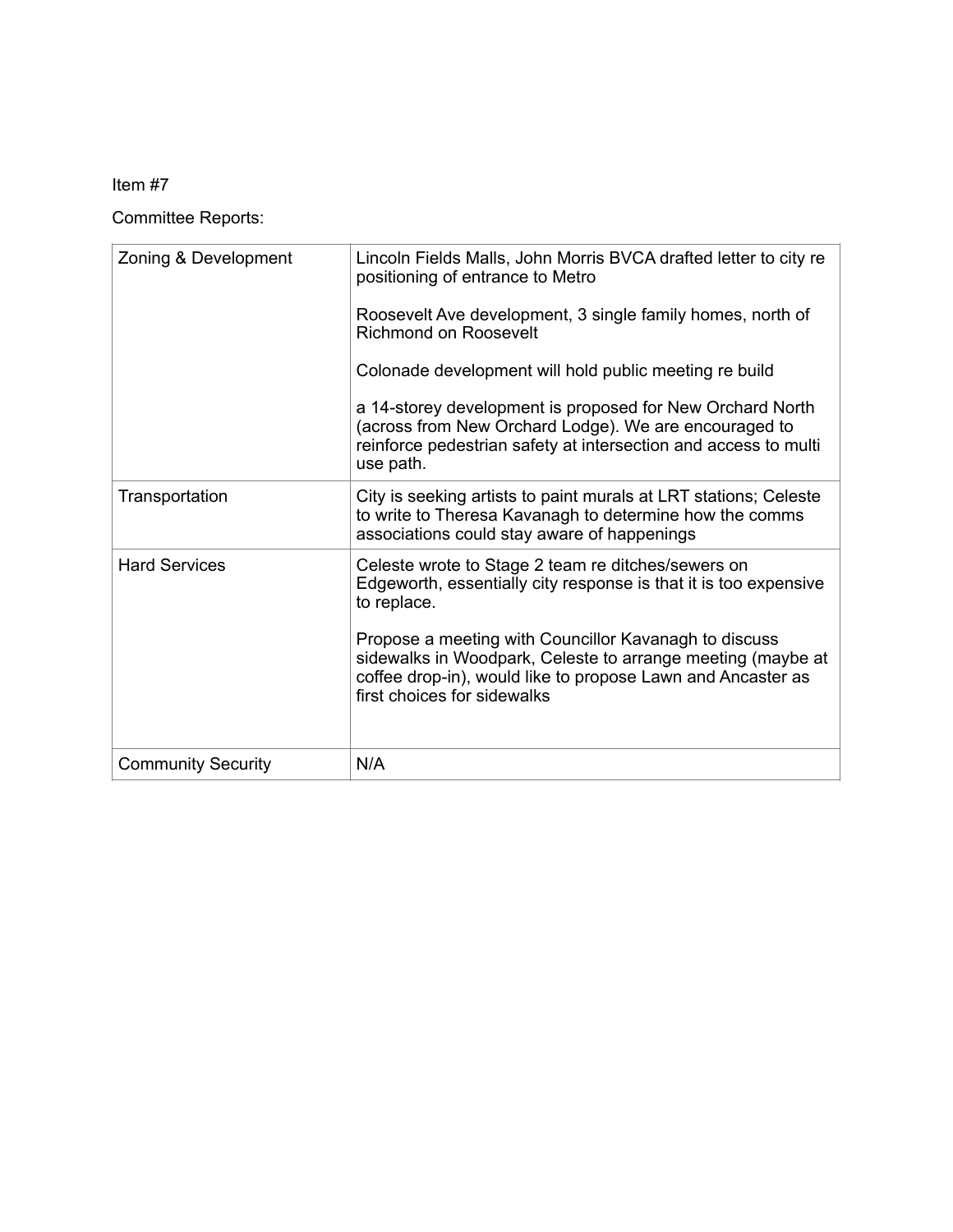Item #7

Committee Reports:

| Zoning & Development | Lincoln Fields Malls, John Morris BVCA drafted letter to city re positioning of entrance to Metro<br><br>Roosevelt Ave development, 3 single family homes, north of Richmond on Roosevelt<br><br>Colonade development will hold public meeting re build<br><br>a 14-storey development is proposed for New Orchard North (across from New Orchard Lodge). We are encouraged to reinforce pedestrian safety at intersection and access to multi use path. |
|---|---|
| Transportation | City is seeking artists to paint murals at LRT stations; Celeste to write to Theresa Kavanagh to determine how the comms associations could stay aware of happenings |
| Hard Services | Celeste wrote to Stage 2 team re ditches/sewers on Edgeworth, essentially city response is that it is too expensive to replace.<br><br>Propose a meeting with Councillor Kavanagh to discuss sidewalks in Woodpark, Celeste to arrange meeting (maybe at coffee drop-in), would like to propose Lawn and Ancaster as first choices for sidewalks |
| Community Security | N/A |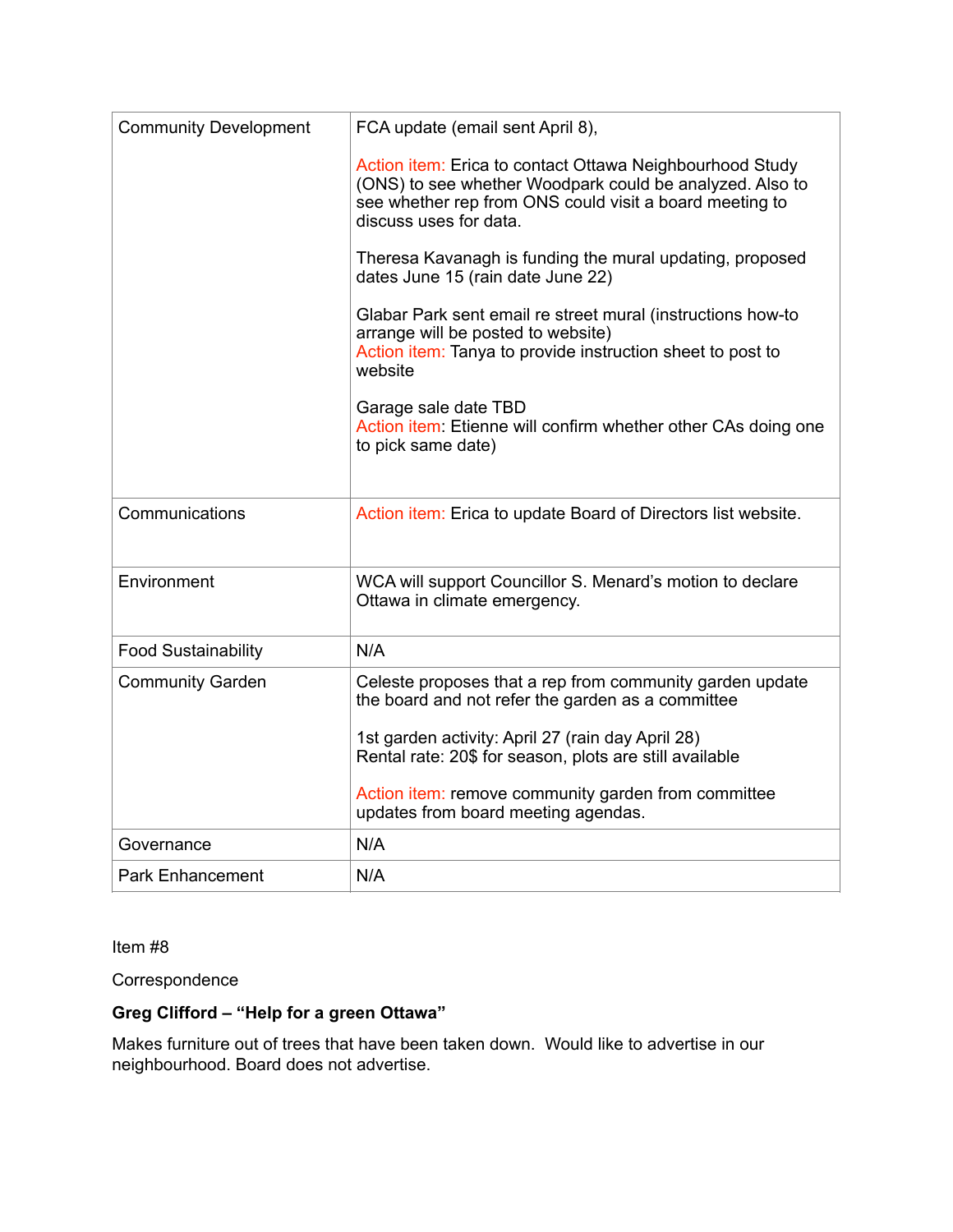| Community Development | FCA update (email sent April 8),<br><br>Action item: Erica to contact Ottawa Neighbourhood Study (ONS) to see whether Woodpark could be analyzed. Also to see whether rep from ONS could visit a board meeting to discuss uses for data.<br><br>Theresa Kavanagh is funding the mural updating, proposed dates June 15 (rain date June 22)<br><br>Glabar Park sent email re street mural (instructions how-to arrange will be posted to website)<br>Action item: Tanya to provide instruction sheet to post to website<br><br>Garage sale date TBD<br>Action item: Etienne will confirm whether other CAs doing one to pick same date) |
|---|---|
| Communications | Action item: Erica to update Board of Directors list website. |
| Environment | WCA will support Councillor S. Menard's motion to declare Ottawa in climate emergency. |
| Food Sustainability | N/A |
| Community Garden | Celeste proposes that a rep from community garden update the board and not refer the garden as a committee<br><br>1st garden activity: April 27 (rain day April 28)<br>Rental rate: 20$ for season, plots are still available<br><br>Action item: remove community garden from committee updates from board meeting agendas. |
| Governance | N/A |
| Park Enhancement | N/A |

Item #8

Correspondence

**Greg Clifford – "Help for a green Ottawa"**

Makes furniture out of trees that have been taken down. Would like to advertise in our neighbourhood. Board does not advertise.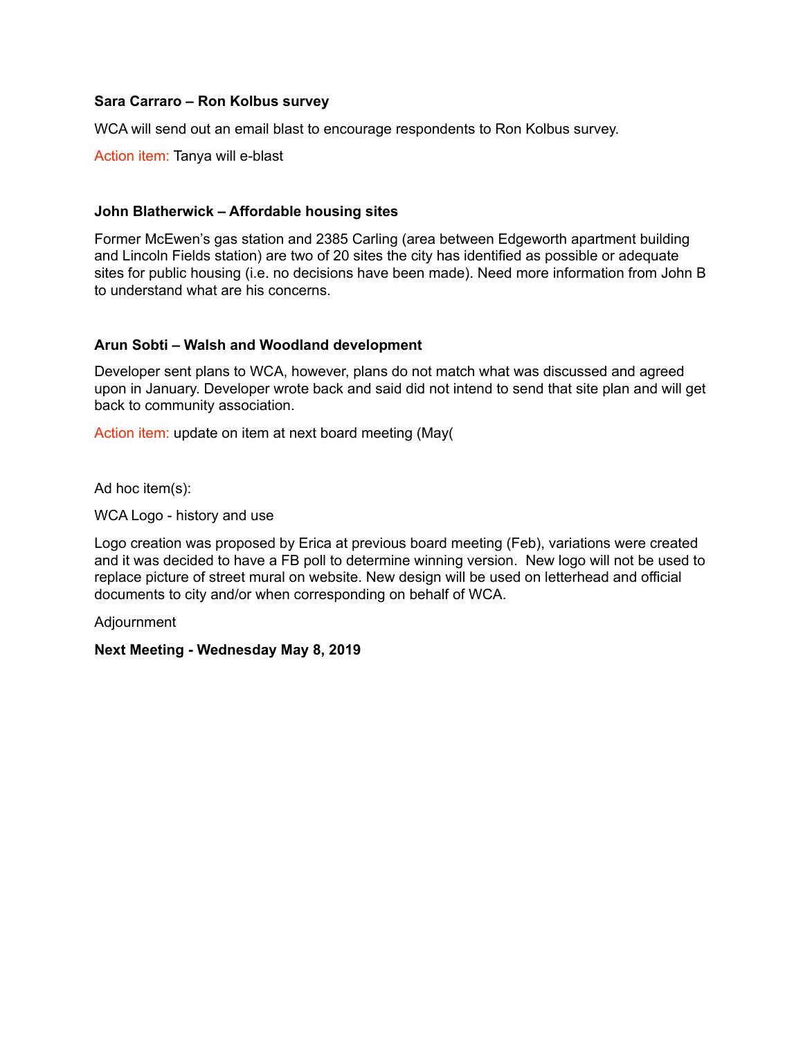**Sara Carraro – Ron Kolbus survey**

WCA will send out an email blast to encourage respondents to Ron Kolbus survey.

Action item: Tanya will e-blast

**John Blatherwick – Affordable housing sites**

Former McEwen's gas station and 2385 Carling (area between Edgeworth apartment building and Lincoln Fields station) are two of 20 sites the city has identified as possible or adequate sites for public housing (i.e. no decisions have been made). Need more information from John B to understand what are his concerns.

**Arun Sobti – Walsh and Woodland development**

Developer sent plans to WCA, however, plans do not match what was discussed and agreed upon in January. Developer wrote back and said did not intend to send that site plan and will get back to community association.

Action item: update on item at next board meeting (May(

Ad hoc item(s):

WCA Logo - history and use

Logo creation was proposed by Erica at previous board meeting (Feb), variations were created and it was decided to have a FB poll to determine winning version. New logo will not be used to replace picture of street mural on website. New design will be used on letterhead and official documents to city and/or when corresponding on behalf of WCA.

Adjournment

**Next Meeting - Wednesday May 8, 2019**